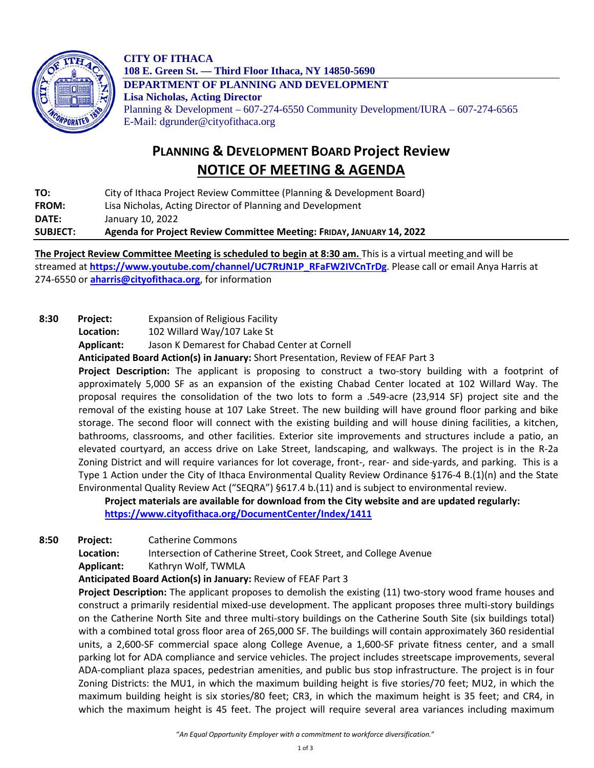**CITY OF ITHACA**
**108 E. Green St. — Third Floor Ithaca, NY 14850-5690**
**DEPARTMENT OF PLANNING AND DEVELOPMENT**
**Lisa Nicholas, Acting Director**
Planning & Development – 607-274-6550 Community Development/IURA – 607-274-6565
E-Mail: dgrunder@cityofithaca.org

# PLANNING & DEVELOPMENT BOARD Project Review
# NOTICE OF MEETING & AGENDA

| | |
|---|---|
| **TO:** | City of Ithaca Project Review Committee (Planning & Development Board) |
| **FROM:** | Lisa Nicholas, Acting Director of Planning and Development |
| **DATE:** | January 10, 2022 |
| **SUBJECT:** | **Agenda for Project Review Committee Meeting: FRIDAY, JANUARY 14, 2022** |

**The Project Review Committee Meeting is scheduled to begin at 8:30 am.** This is a virtual meeting and will be streamed at **https://www.youtube.com/channel/UC7RtJN1P_RFaFW2IVCnTrDg**. Please call or email Anya Harris at 274-6550 or **aharris@cityofithaca.org**, for information

**8:30** **Project:** Expansion of Religious Facility
**Location:** 102 Willard Way/107 Lake St
**Applicant:** Jason K Demarest for Chabad Center at Cornell
**Anticipated Board Action(s) in January:** Short Presentation, Review of FEAF Part 3
**Project Description:** The applicant is proposing to construct a two-story building with a footprint of approximately 5,000 SF as an expansion of the existing Chabad Center located at 102 Willard Way. The proposal requires the consolidation of the two lots to form a .549-acre (23,914 SF) project site and the removal of the existing house at 107 Lake Street. The new building will have ground floor parking and bike storage. The second floor will connect with the existing building and will house dining facilities, a kitchen, bathrooms, classrooms, and other facilities. Exterior site improvements and structures include a patio, an elevated courtyard, an access drive on Lake Street, landscaping, and walkways. The project is in the R-2a Zoning District and will require variances for lot coverage, front-, rear- and side-yards, and parking. This is a Type 1 Action under the City of Ithaca Environmental Quality Review Ordinance §176-4 B.(1)(n) and the State Environmental Quality Review Act ("SEQRA") §617.4 b.(11) and is subject to environmental review.
**Project materials are available for download from the City website and are updated regularly: https://www.cityofithaca.org/DocumentCenter/Index/1411**

**8:50** **Project:** Catherine Commons
**Location:** Intersection of Catherine Street, Cook Street, and College Avenue
**Applicant:** Kathryn Wolf, TWMLA
**Anticipated Board Action(s) in January:** Review of FEAF Part 3
**Project Description:** The applicant proposes to demolish the existing (11) two-story wood frame houses and construct a primarily residential mixed-use development. The applicant proposes three multi-story buildings on the Catherine North Site and three multi-story buildings on the Catherine South Site (six buildings total) with a combined total gross floor area of 265,000 SF. The buildings will contain approximately 360 residential units, a 2,600-SF commercial space along College Avenue, a 1,600-SF private fitness center, and a small parking lot for ADA compliance and service vehicles. The project includes streetscape improvements, several ADA-compliant plaza spaces, pedestrian amenities, and public bus stop infrastructure. The project is in four Zoning Districts: the MU1, in which the maximum building height is five stories/70 feet; MU2, in which the maximum building height is six stories/80 feet; CR3, in which the maximum height is 35 feet; and CR4, in which the maximum height is 45 feet. The project will require several area variances including maximum

*"An Equal Opportunity Employer with a commitment to workforce diversification."*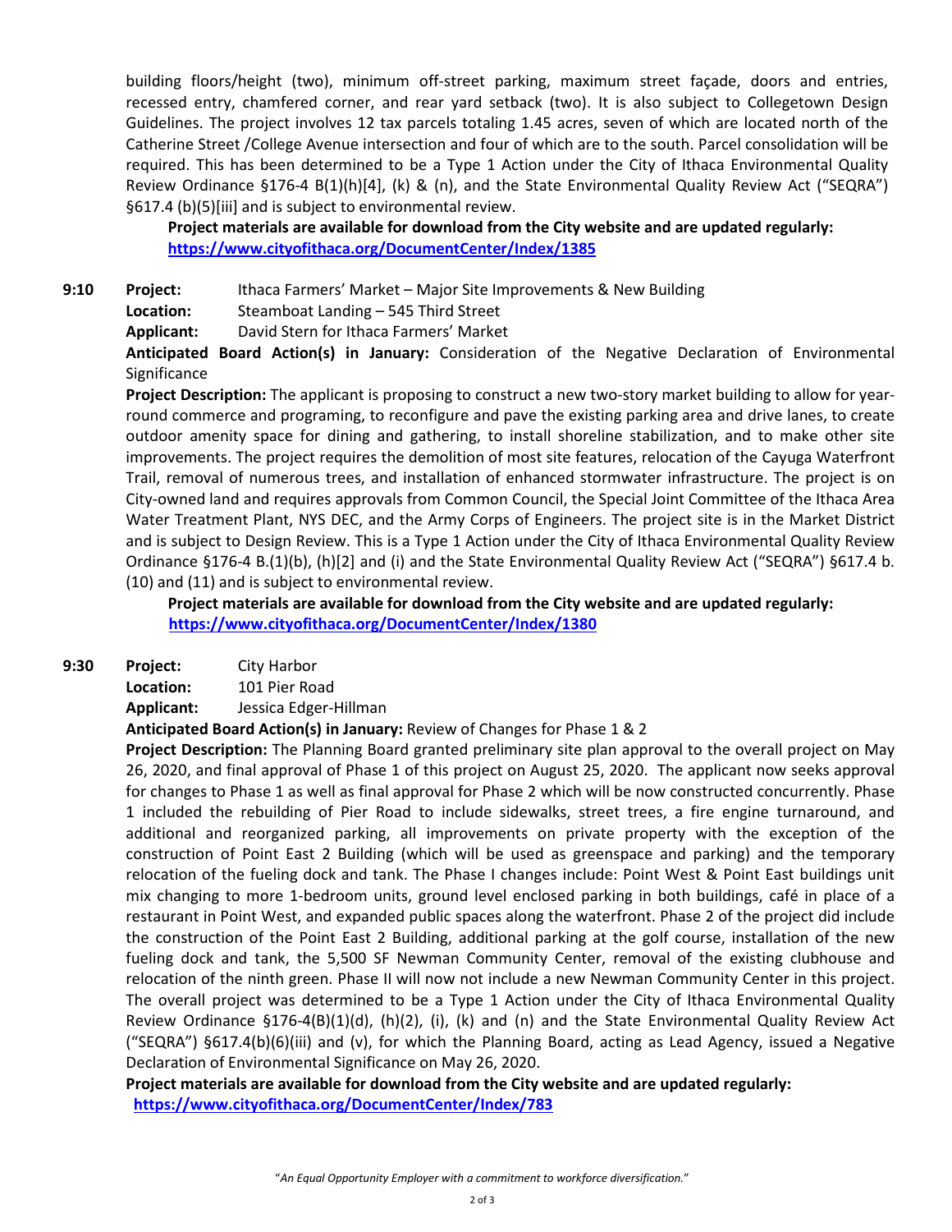building floors/height (two), minimum off-street parking, maximum street façade, doors and entries, recessed entry, chamfered corner, and rear yard setback (two). It is also subject to Collegetown Design Guidelines. The project involves 12 tax parcels totaling 1.45 acres, seven of which are located north of the Catherine Street /College Avenue intersection and four of which are to the south. Parcel consolidation will be required. This has been determined to be a Type 1 Action under the City of Ithaca Environmental Quality Review Ordinance §176-4 B(1)(h)[4], (k) & (n), and the State Environmental Quality Review Act ("SEQRA") §617.4 (b)(5)[iii] and is subject to environmental review.

**Project materials are available for download from the City website and are updated regularly: https://www.cityofithaca.org/DocumentCenter/Index/1385**

**9:10** **Project:** Ithaca Farmers' Market – Major Site Improvements & New Building
**Location:** Steamboat Landing – 545 Third Street
**Applicant:** David Stern for Ithaca Farmers' Market
**Anticipated Board Action(s) in January:** Consideration of the Negative Declaration of Environmental Significance
**Project Description:** The applicant is proposing to construct a new two-story market building to allow for year-round commerce and programing, to reconfigure and pave the existing parking area and drive lanes, to create outdoor amenity space for dining and gathering, to install shoreline stabilization, and to make other site improvements. The project requires the demolition of most site features, relocation of the Cayuga Waterfront Trail, removal of numerous trees, and installation of enhanced stormwater infrastructure. The project is on City-owned land and requires approvals from Common Council, the Special Joint Committee of the Ithaca Area Water Treatment Plant, NYS DEC, and the Army Corps of Engineers. The project site is in the Market District and is subject to Design Review. This is a Type 1 Action under the City of Ithaca Environmental Quality Review Ordinance §176-4 B.(1)(b), (h)[2] and (i) and the State Environmental Quality Review Act ("SEQRA") §617.4 b. (10) and (11) and is subject to environmental review.

**Project materials are available for download from the City website and are updated regularly: https://www.cityofithaca.org/DocumentCenter/Index/1380**

**9:30** **Project:** City Harbor
**Location:** 101 Pier Road
**Applicant:** Jessica Edger-Hillman
**Anticipated Board Action(s) in January:** Review of Changes for Phase 1 & 2
**Project Description:** The Planning Board granted preliminary site plan approval to the overall project on May 26, 2020, and final approval of Phase 1 of this project on August 25, 2020. The applicant now seeks approval for changes to Phase 1 as well as final approval for Phase 2 which will be now constructed concurrently. Phase 1 included the rebuilding of Pier Road to include sidewalks, street trees, a fire engine turnaround, and additional and reorganized parking, all improvements on private property with the exception of the construction of Point East 2 Building (which will be used as greenspace and parking) and the temporary relocation of the fueling dock and tank. The Phase I changes include: Point West & Point East buildings unit mix changing to more 1-bedroom units, ground level enclosed parking in both buildings, café in place of a restaurant in Point West, and expanded public spaces along the waterfront. Phase 2 of the project did include the construction of the Point East 2 Building, additional parking at the golf course, installation of the new fueling dock and tank, the 5,500 SF Newman Community Center, removal of the existing clubhouse and relocation of the ninth green. Phase II will now not include a new Newman Community Center in this project. The overall project was determined to be a Type 1 Action under the City of Ithaca Environmental Quality Review Ordinance §176-4(B)(1)(d), (h)(2), (i), (k) and (n) and the State Environmental Quality Review Act ("SEQRA") §617.4(b)(6)(iii) and (v), for which the Planning Board, acting as Lead Agency, issued a Negative Declaration of Environmental Significance on May 26, 2020.

**Project materials are available for download from the City website and are updated regularly: https://www.cityofithaca.org/DocumentCenter/Index/783**

*"An Equal Opportunity Employer with a commitment to workforce diversification."*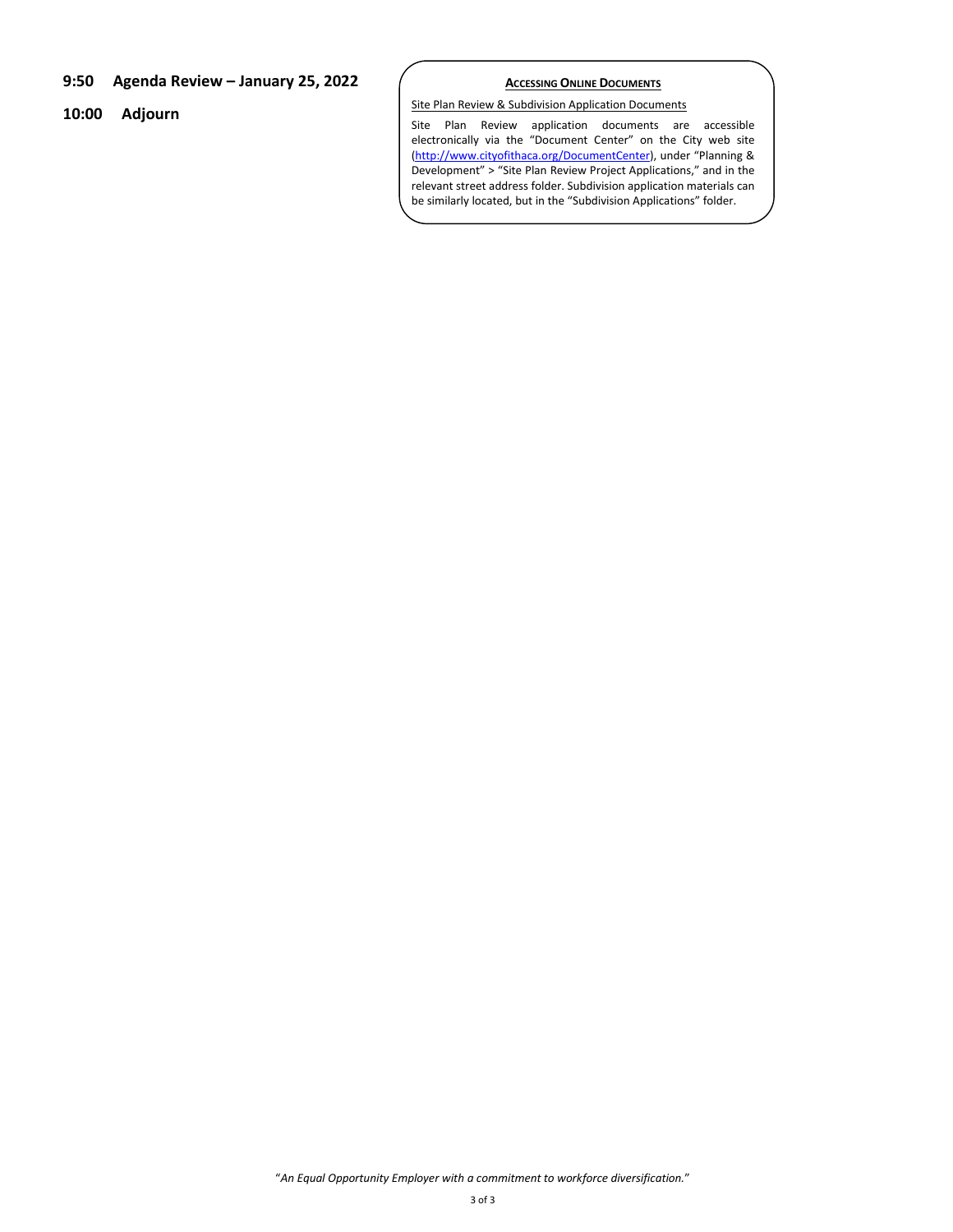**9:50 Agenda Review – January 25, 2022**

**10:00 Adjourn**

**ACCESSING ONLINE DOCUMENTS**

Site Plan Review & Subdivision Application Documents

Site Plan Review application documents are accessible electronically via the "Document Center" on the City web site (http://www.cityofithaca.org/DocumentCenter), under "Planning & Development" > "Site Plan Review Project Applications," and in the relevant street address folder. Subdivision application materials can be similarly located, but in the "Subdivision Applications" folder.

"*An Equal Opportunity Employer with a commitment to workforce diversification.*"